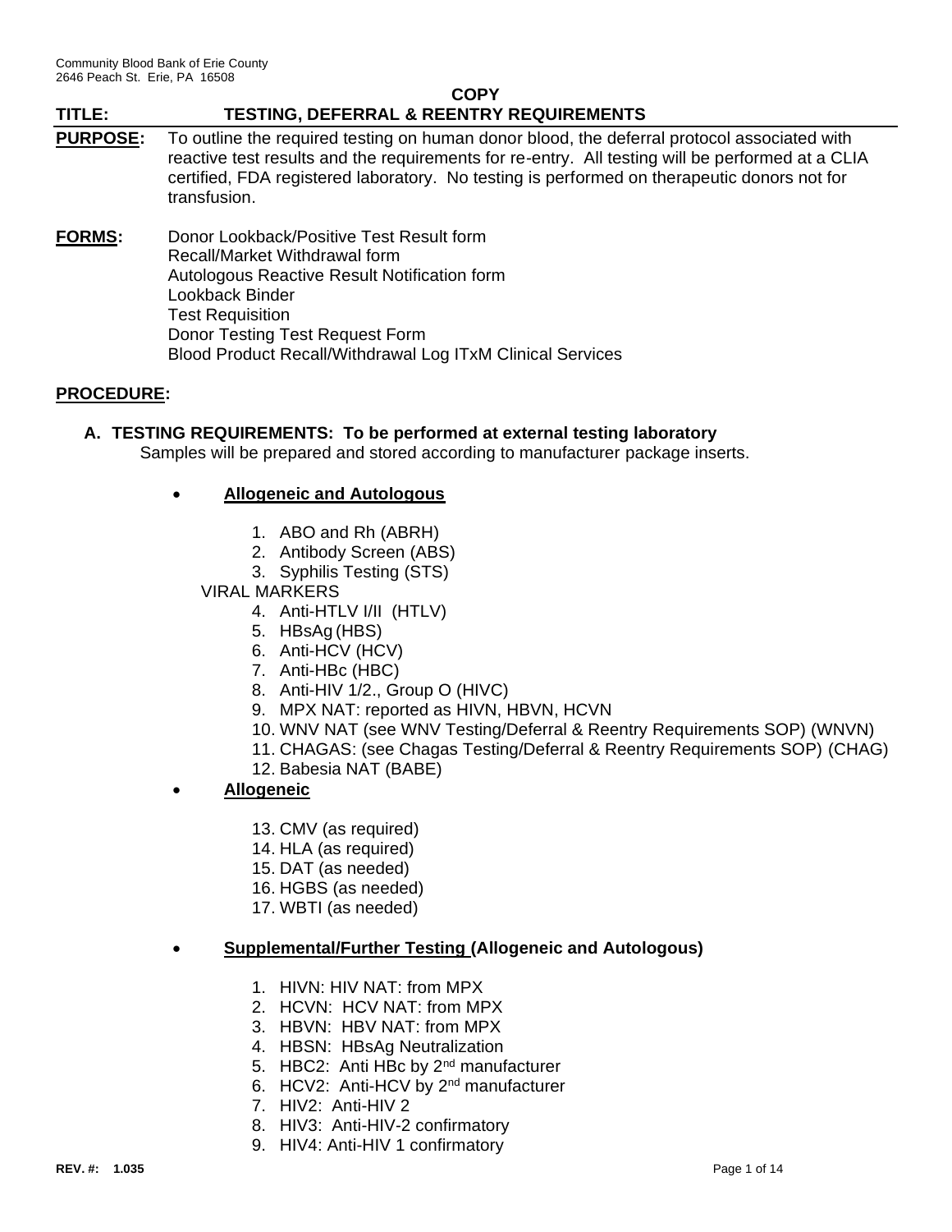Community Blood Bank of Erie County
2646 Peach St. Erie, PA 16508

**COPY**

**TITLE: TESTING, DEFERRAL & REENTRY REQUIREMENTS**

**PURPOSE:** To outline the required testing on human donor blood, the deferral protocol associated with reactive test results and the requirements for re-entry. All testing will be performed at a CLIA certified, FDA registered laboratory. No testing is performed on therapeutic donors not for transfusion.

**FORMS:**
Donor Lookback/Positive Test Result form
Recall/Market Withdrawal form
Autologous Reactive Result Notification form
Lookback Binder
Test Requisition
Donor Testing Test Request Form
Blood Product Recall/Withdrawal Log ITxM Clinical Services

**PROCEDURE:**

**A. TESTING REQUIREMENTS: To be performed at external testing laboratory**

Samples will be prepared and stored according to manufacturer package inserts.

- **Allogeneic and Autologous**

1. ABO and Rh (ABRH)
2. Antibody Screen (ABS)
3. Syphilis Testing (STS)

VIRAL MARKERS

4. Anti-HTLV I/II (HTLV)
5. HBsAg (HBS)
6. Anti-HCV (HCV)
7. Anti-HBc (HBC)
8. Anti-HIV 1/2., Group O (HIVC)
9. MPX NAT: reported as HIVN, HBVN, HCVN
10. WNV NAT (see WNV Testing/Deferral & Reentry Requirements SOP) (WNVN)
11. CHAGAS: (see Chagas Testing/Deferral & Reentry Requirements SOP) (CHAG)
12. Babesia NAT (BABE)

- **Allogeneic**

13. CMV (as required)
14. HLA (as required)
15. DAT (as needed)
16. HGBS (as needed)
17. WBTI (as needed)

- **Supplemental/Further Testing (Allogeneic and Autologous)**

1. HIVN: HIV NAT: from MPX
2. HCVN: HCV NAT: from MPX
3. HBVN: HBV NAT: from MPX
4. HBSN: HBsAg Neutralization
5. HBC2: Anti HBc by 2nd manufacturer
6. HCV2: Anti-HCV by 2nd manufacturer
7. HIV2: Anti-HIV 2
8. HIV3: Anti-HIV-2 confirmatory
9. HIV4: Anti-HIV 1 confirmatory

REV. #: 1.035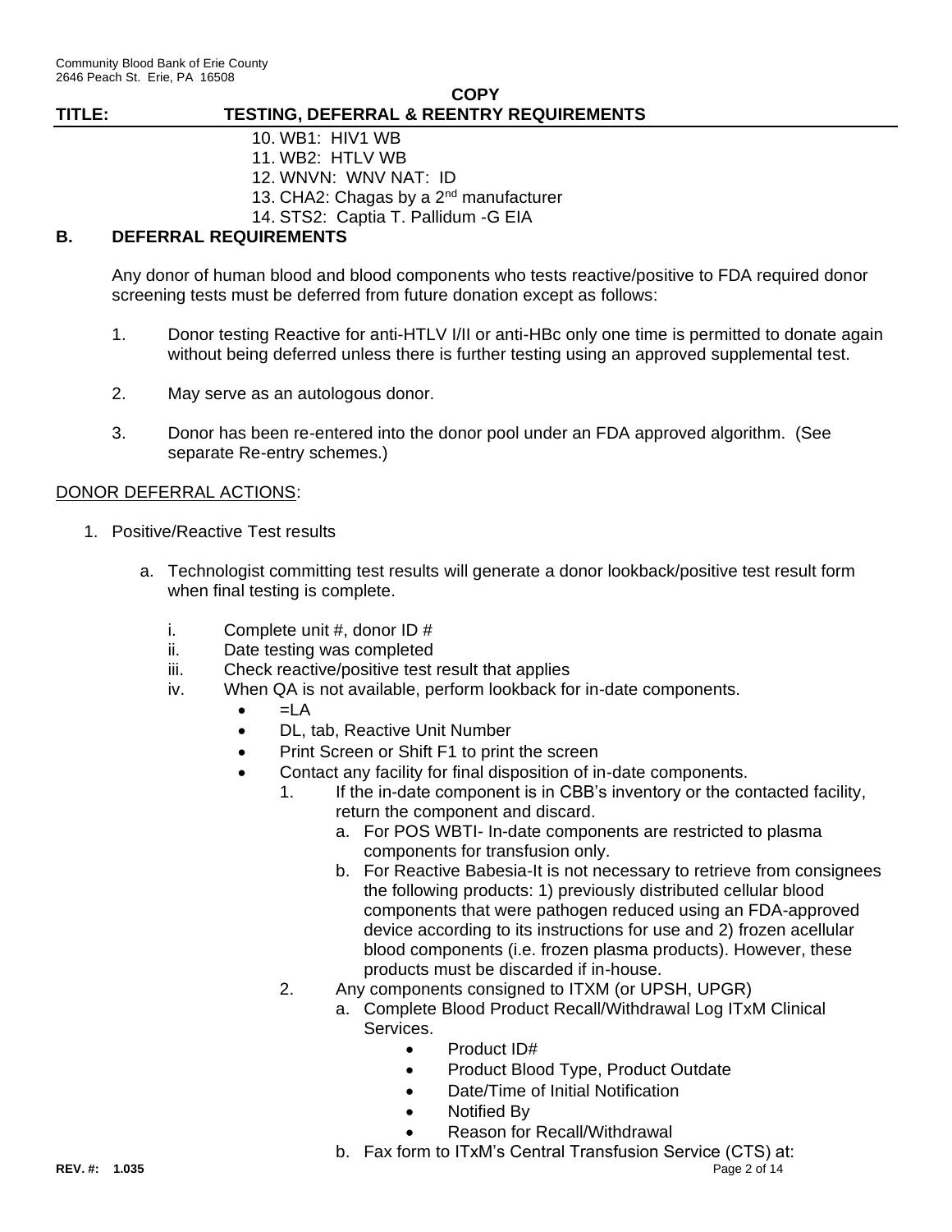10. WB1: HIV1 WB
11. WB2: HTLV WB
12. WNVN: WNV NAT: ID
13. CHA2: Chagas by a 2nd manufacturer
14. STS2: Captia T. Pallidum -G EIA

## B. DEFERRAL REQUIREMENTS

Any donor of human blood and blood components who tests reactive/positive to FDA required donor screening tests must be deferred from future donation except as follows:

1. Donor testing Reactive for anti-HTLV I/II or anti-HBc only one time is permitted to donate again without being deferred unless there is further testing using an approved supplemental test.
2. May serve as an autologous donor.
3. Donor has been re-entered into the donor pool under an FDA approved algorithm. (See separate Re-entry schemes.)

DONOR DEFERRAL ACTIONS:

1. Positive/Reactive Test results
   a. Technologist committing test results will generate a donor lookback/positive test result form when final testing is complete.
      i. Complete unit #, donor ID #
      ii. Date testing was completed
      iii. Check reactive/positive test result that applies
      iv. When QA is not available, perform lookback for in-date components.
         - =LA
         - DL, tab, Reactive Unit Number
         - Print Screen or Shift F1 to print the screen
         - Contact any facility for final disposition of in-date components.
            1. If the in-date component is in CBB's inventory or the contacted facility, return the component and discard.
               a. For POS WBTI- In-date components are restricted to plasma components for transfusion only.
               b. For Reactive Babesia-It is not necessary to retrieve from consignees the following products: 1) previously distributed cellular blood components that were pathogen reduced using an FDA-approved device according to its instructions for use and 2) frozen acellular blood components (i.e. frozen plasma products). However, these products must be discarded if in-house.
            2. Any components consigned to ITXM (or UPSH, UPGR)
               a. Complete Blood Product Recall/Withdrawal Log ITxM Clinical Services.
                  - Product ID#
                  - Product Blood Type, Product Outdate
                  - Date/Time of Initial Notification
                  - Notified By
                  - Reason for Recall/Withdrawal
               b. Fax form to ITxM's Central Transfusion Service (CTS) at: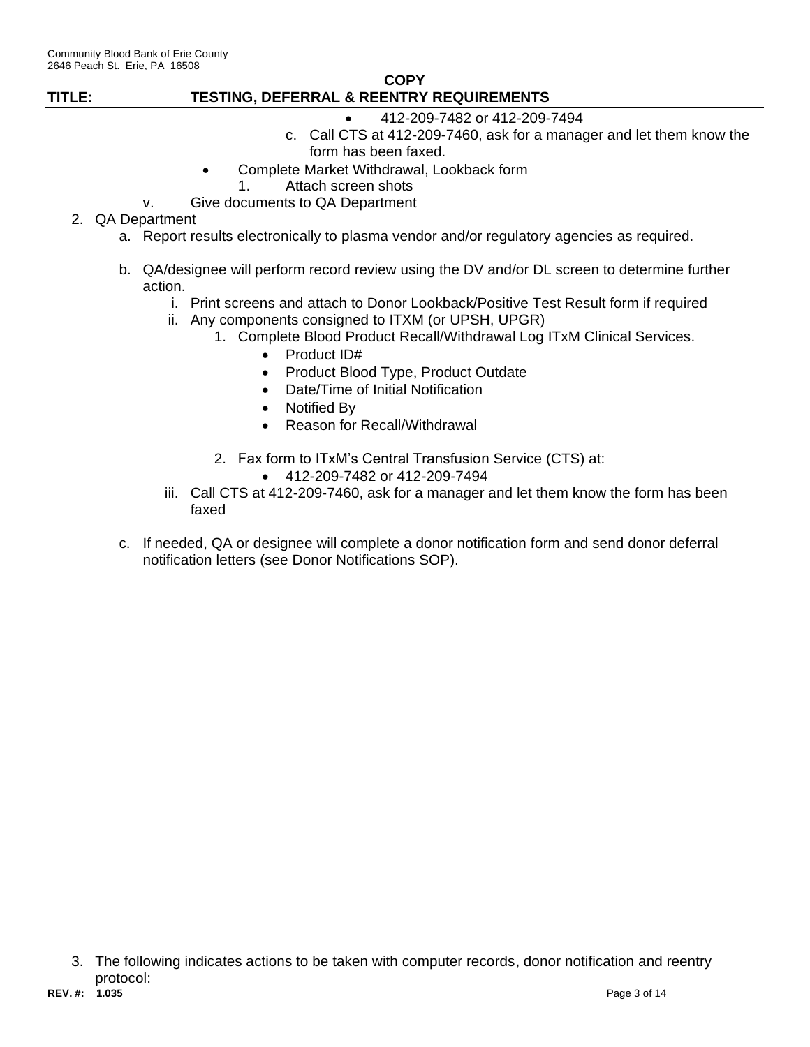- 412-209-7482 or 412-209-7494

c. Call CTS at 412-209-7460, ask for a manager and let them know the form has been faxed.

- Complete Market Withdrawal, Lookback form
  1. Attach screen shots

v. Give documents to QA Department

2. QA Department
   a. Report results electronically to plasma vendor and/or regulatory agencies as required.

   b. QA/designee will perform record review using the DV and/or DL screen to determine further action.
      i. Print screens and attach to Donor Lookback/Positive Test Result form if required
      ii. Any components consigned to ITXM (or UPSH, UPGR)
         1. Complete Blood Product Recall/Withdrawal Log ITxM Clinical Services.
            - Product ID#
            - Product Blood Type, Product Outdate
            - Date/Time of Initial Notification
            - Notified By
            - Reason for Recall/Withdrawal

         2. Fax form to ITxM's Central Transfusion Service (CTS) at:
            - 412-209-7482 or 412-209-7494
      iii. Call CTS at 412-209-7460, ask for a manager and let them know the form has been faxed

   c. If needed, QA or designee will complete a donor notification form and send donor deferral notification letters (see Donor Notifications SOP).

3. The following indicates actions to be taken with computer records, donor notification and reentry protocol: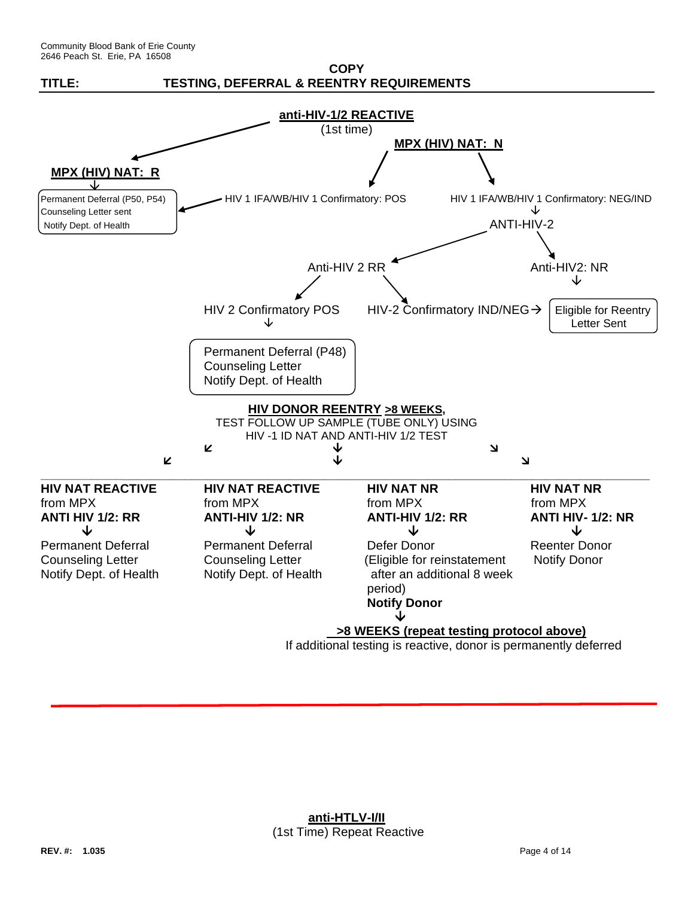Community Blood Bank of Erie County
2646 Peach St. Erie, PA 16508

**COPY**

**TITLE: TESTING, DEFERRAL & REENTRY REQUIREMENTS**

**anti-HIV-1/2 REACTIVE**
(1st time)

- **MPX (HIV) NAT: R**
  - ↓ Permanent Deferral (P50, P54); Counseling Letter sent; Notify Dept. of Health
- **MPX (HIV) NAT: N**
  - HIV 1 IFA/WB/HIV 1 Confirmatory: POS → Permanent Deferral (P50, P54); Counseling Letter sent; Notify Dept. of Health
  - HIV 1 IFA/WB/HIV 1 Confirmatory: NEG/IND
    - ↓ ANTI-HIV-2
      - Anti-HIV 2 RR
        - HIV 2 Confirmatory POS
          - ↓ Permanent Deferral (P48); Counseling Letter; Notify Dept. of Health
        - HIV-2 Confirmatory IND/NEG → Eligible for Reentry Letter Sent
      - Anti-HIV2: NR
        - ↓ Eligible for Reentry Letter Sent

**HIV DONOR REENTRY >8 WEEKS,**
TEST FOLLOW UP SAMPLE (TUBE ONLY) USING
HIV -1 ID NAT AND ANTI-HIV 1/2 TEST

| **HIV NAT REACTIVE** from MPX **ANTI HIV 1/2: RR** | **HIV NAT REACTIVE** from MPX **ANTI-HIV 1/2: NR** | **HIV NAT NR** from MPX **ANTI-HIV 1/2: RR** | **HIV NAT NR** from MPX **ANTI HIV- 1/2: NR** |
|---|---|---|---|
| ↓ | ↓ | ↓ | ↓ |
| Permanent Deferral<br>Counseling Letter<br>Notify Dept. of Health | Permanent Deferral<br>Counseling Letter<br>Notify Dept. of Health | Defer Donor<br>(Eligible for reinstatement after an additional 8 week period)<br>**Notify Donor** | Reenter Donor<br>Notify Donor |

**>8 WEEKS (repeat testing protocol above)**
If additional testing is reactive, donor is permanently deferred

---

**anti-HTLV-I/II**
(1st Time) Repeat Reactive

**REV. #: 1.035**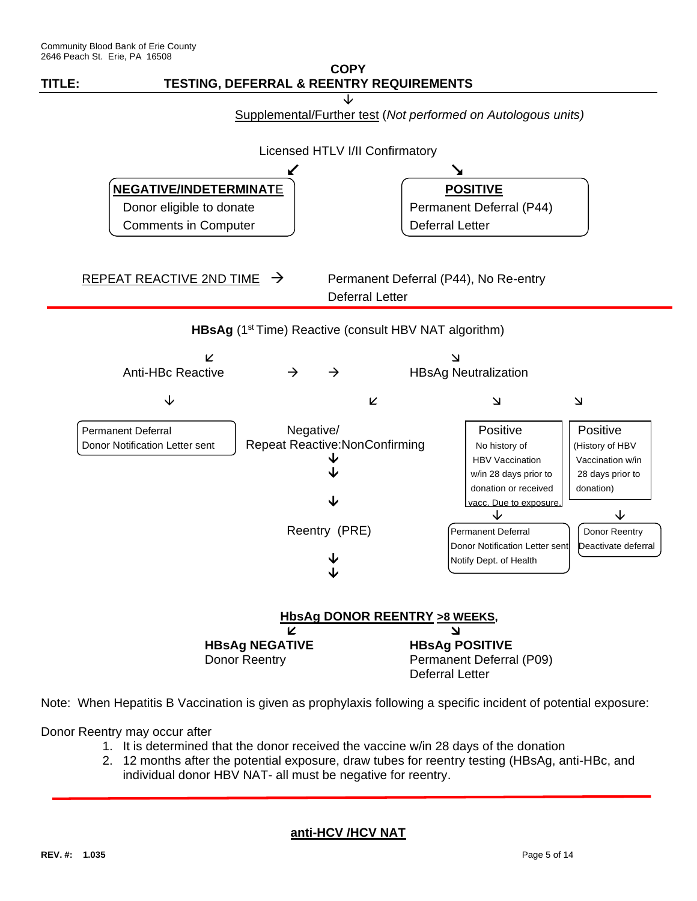**COPY**

**TITLE: TESTING, DEFERRAL & REENTRY REQUIREMENTS**

↓

Supplemental/Further test (*Not performed on Autologous units)*

Licensed HTLV I/II Confirmatory

↙ ↘

**NEGATIVE/INDETERMINATE**
Donor eligible to donate
Comments in Computer

**POSITIVE**
Permanent Deferral (P44)
Deferral Letter

REPEAT REACTIVE 2ND TIME → Permanent Deferral (P44), No Re-entry
Deferral Letter

---

**HBsAg** (1st Time) Reactive (consult HBV NAT algorithm)

↙ ↘

Anti-HBc Reactive → → HBsAg Neutralization

- Anti-HBc Reactive ↓
  - Permanent Deferral
    Donor Notification Letter sent
- HBsAg Neutralization ↙
  - Negative/
    Repeat Reactive:NonConfirming
    ↓
    Reentry (PRE)
    ↓
- HBsAg Neutralization ↘
  - Positive
    No history of HBV Vaccination w/in 28 days prior to donation or received vacc. Due to exposure.
    ↓
    Permanent Deferral
    Donor Notification Letter sent
    Notify Dept. of Health
- HBsAg Neutralization ↘
  - Positive
    (History of HBV Vaccination w/in 28 days prior to donation)
    ↓
    Donor Reentry
    Deactivate deferral

**HbsAg DONOR REENTRY >8 WEEKS,**

↙ ↘

**HBsAg NEGATIVE**
Donor Reentry

**HBsAg POSITIVE**
Permanent Deferral (P09)
Deferral Letter

Note: When Hepatitis B Vaccination is given as prophylaxis following a specific incident of potential exposure:

Donor Reentry may occur after

1. It is determined that the donor received the vaccine w/in 28 days of the donation
2. 12 months after the potential exposure, draw tubes for reentry testing (HBsAg, anti-HBc, and individual donor HBV NAT- all must be negative for reentry.

---

**anti-HCV /HCV NAT**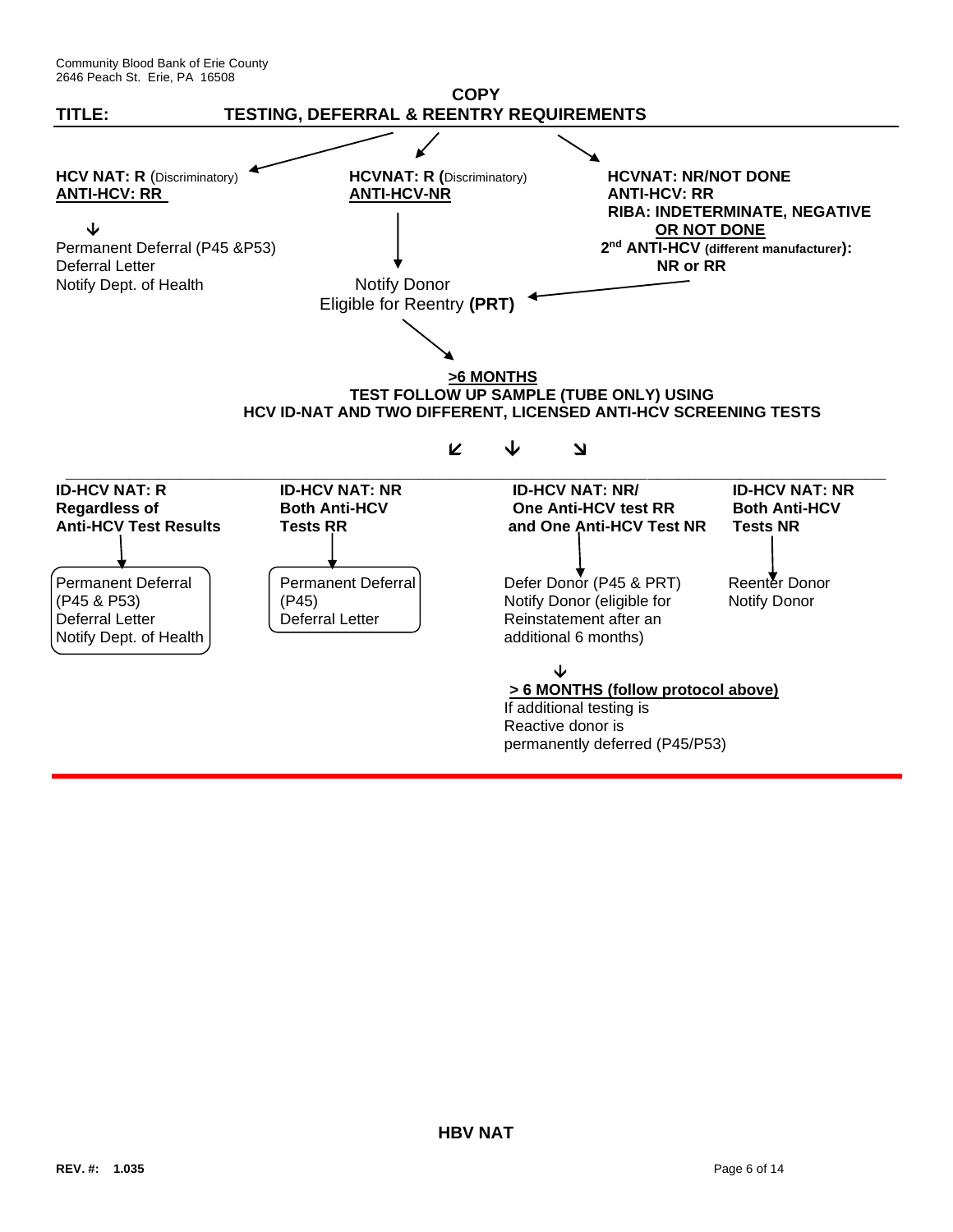**COPY**

**TITLE: TESTING, DEFERRAL & REENTRY REQUIREMENTS**

**HCV NAT: R** (Discriminatory)
**ANTI-HCV: RR**

↓

Permanent Deferral (P45 &P53)
Deferral Letter
Notify Dept. of Health

**HCVNAT: R (**Discriminatory)
**ANTI-HCV-NR**

↓

Notify Donor
Eligible for Reentry **(PRT)**

**HCVNAT: NR/NOT DONE**
**ANTI-HCV: RR**
**RIBA: INDETERMINATE, NEGATIVE OR NOT DONE**
**2nd ANTI-HCV (different manufacturer): NR or RR**

→ Notify Donor, Eligible for Reentry **(PRT)**

**>6 MONTHS**
**TEST FOLLOW UP SAMPLE (TUBE ONLY) USING HCV ID-NAT AND TWO DIFFERENT, LICENSED ANTI-HCV SCREENING TESTS**

**ID-HCV NAT: R Regardless of Anti-HCV Test Results**

Permanent Deferral (P45 & P53)
Deferral Letter
Notify Dept. of Health

**ID-HCV NAT: NR Both Anti-HCV Tests RR**

Permanent Deferral (P45)
Deferral Letter

**ID-HCV NAT: NR/ One Anti-HCV test RR and One Anti-HCV Test NR**

Defer Donor (P45 & PRT)
Notify Donor (eligible for Reinstatement after an additional 6 months)

↓

**> 6 MONTHS (follow protocol above)**
If additional testing is Reactive donor is permanently deferred (P45/P53)

**ID-HCV NAT: NR Both Anti-HCV Tests NR**

Reenter Donor
Notify Donor

**HBV NAT**

**REV. #: 1.035**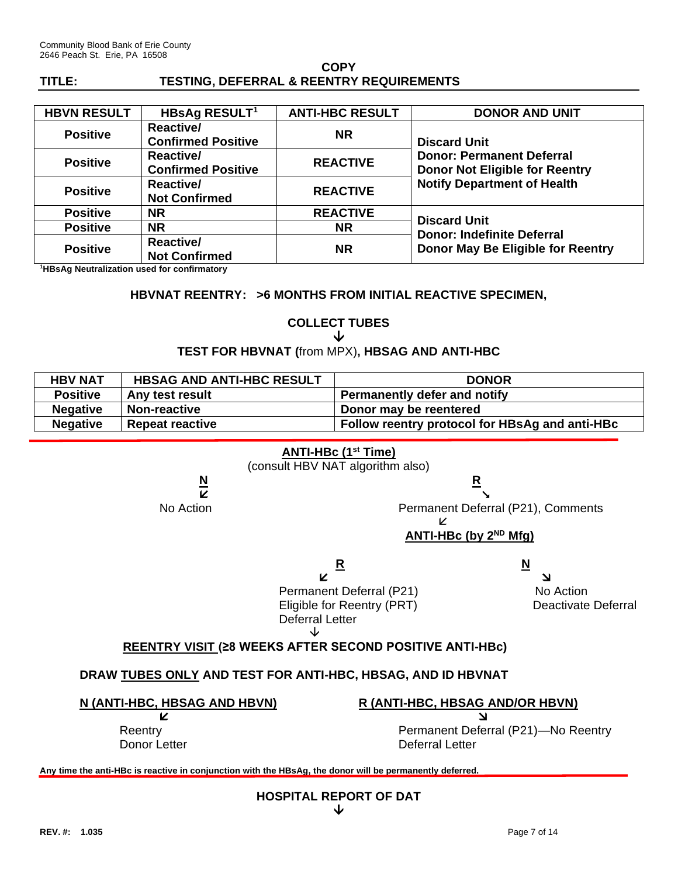Community Blood Bank of Erie County
2646 Peach St. Erie, PA 16508

**COPY**

**TITLE: TESTING, DEFERRAL & REENTRY REQUIREMENTS**

| HBVN RESULT | HBsAg RESULT[1] | ANTI-HBC RESULT | DONOR AND UNIT |
|---|---|---|---|
| **Positive** | **Reactive/ Confirmed Positive** | **NR** | **Discard Unit** **Donor: Permanent Deferral** **Donor Not Eligible for Reentry** **Notify Department of Health** |
| **Positive** | **Reactive/ Confirmed Positive** | **REACTIVE** | |
| **Positive** | **Reactive/ Not Confirmed** | **REACTIVE** | |
| **Positive** | **NR** | **REACTIVE** | **Discard Unit** **Donor: Indefinite Deferral** **Donor May Be Eligible for Reentry** |
| **Positive** | **NR** | **NR** | |
| **Positive** | **Reactive/ Not Confirmed** | **NR** | |

[1]**HBsAg Neutralization used for confirmatory**

**HBVNAT REENTRY: >6 MONTHS FROM INITIAL REACTIVE SPECIMEN,**

**COLLECT TUBES**

↓

**TEST FOR HBVNAT (**from MPX)**, HBSAG AND ANTI-HBC**

| HBV NAT | HBSAG AND ANTI-HBC RESULT | DONOR |
|---|---|---|
| **Positive** | **Any test result** | **Permanently defer and notify** |
| **Negative** | **Non-reactive** | **Donor may be reentered** |
| **Negative** | **Repeat reactive** | **Follow reentry protocol for HBsAg and anti-HBc** |

**ANTI-HBc (1st Time)**

(consult HBV NAT algorithm also)

- **N** → No Action
- **R** → Permanent Deferral (P21), Comments
  - → **ANTI-HBc (by 2ND Mfg)**
    - **R** → Permanent Deferral (P21), Eligible for Reentry (PRT), Deferral Letter
      - ↓ **REENTRY VISIT (≥8 WEEKS AFTER SECOND POSITIVE ANTI-HBc)**
    - **N** → No Action, Deactivate Deferral

**DRAW TUBES ONLY AND TEST FOR ANTI-HBC, HBSAG, AND ID HBVNAT**

- **N (ANTI-HBC, HBSAG AND HBVN)** → Reentry, Donor Letter
- **R (ANTI-HBC, HBSAG AND/OR HBVN)** → Permanent Deferral (P21)—No Reentry, Deferral Letter

**Any time the anti-HBc is reactive in conjunction with the HBsAg, the donor will be permanently deferred.**

**HOSPITAL REPORT OF DAT**

↓

**REV. #: 1.035**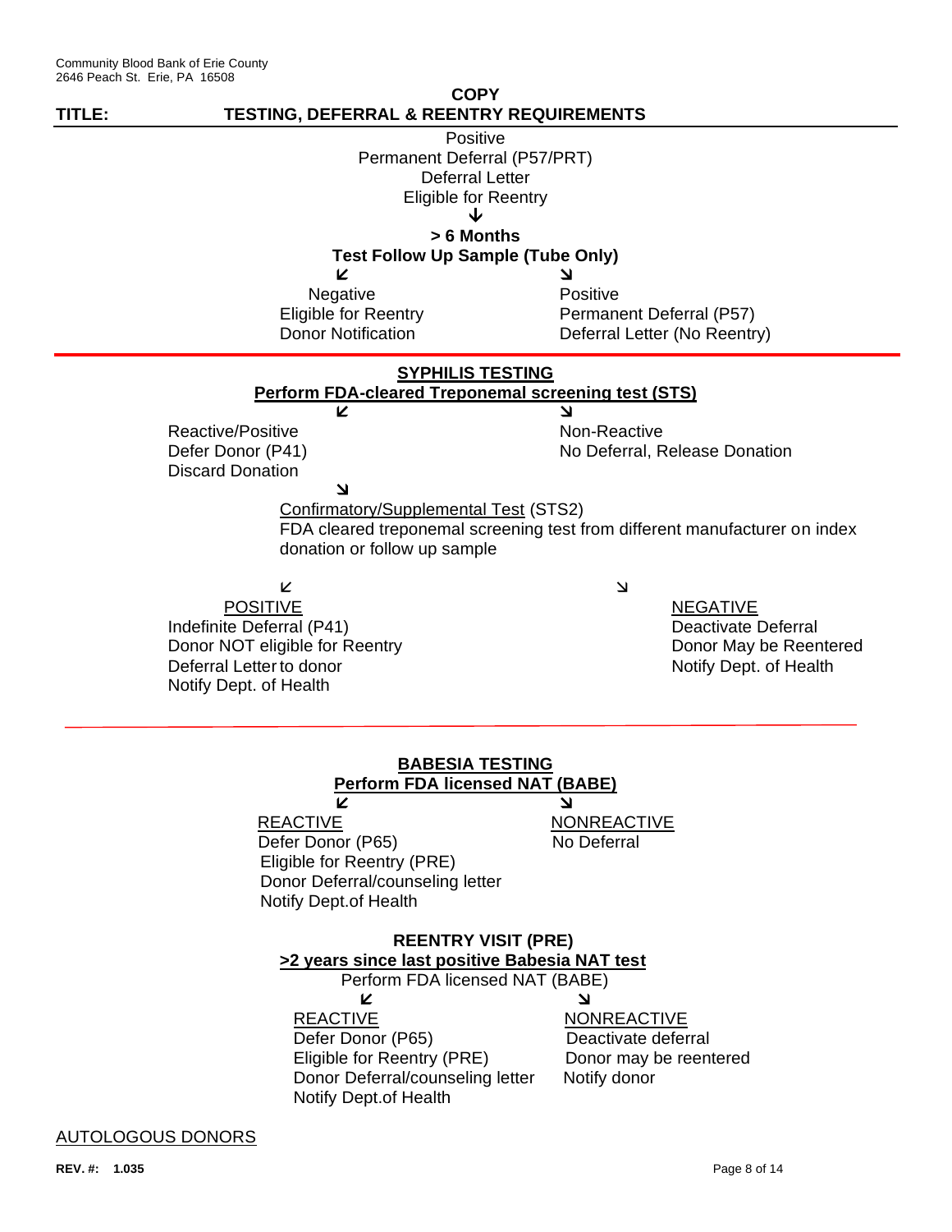COPY

**TITLE: TESTING, DEFERRAL & REENTRY REQUIREMENTS**

Positive
Permanent Deferral (P57/PRT)
Deferral Letter
Eligible for Reentry

↓

**> 6 Months**
**Test Follow Up Sample (Tube Only)**

↙ ↘

| Negative | Positive |
|---|---|
| Eligible for Reentry | Permanent Deferral (P57) |
| Donor Notification | Deferral Letter (No Reentry) |

---

**SYPHILIS TESTING**

**Perform FDA-cleared Treponemal screening test (STS)**

↙ ↘

| Reactive/Positive | Non-Reactive |
|---|---|
| Defer Donor (P41) | No Deferral, Release Donation |
| Discard Donation | |

↘

Confirmatory/Supplemental Test (STS2)
FDA cleared treponemal screening test from different manufacturer on index donation or follow up sample

↙ ↘

| POSITIVE | NEGATIVE |
|---|---|
| Indefinite Deferral (P41) | Deactivate Deferral |
| Donor NOT eligible for Reentry | Donor May be Reentered |
| Deferral Letter to donor | Notify Dept. of Health |
| Notify Dept. of Health | |

---

**BABESIA TESTING**

**Perform FDA licensed NAT (BABE)**

↙ ↘

| REACTIVE | NONREACTIVE |
|---|---|
| Defer Donor (P65) | No Deferral |
| Eligible for Reentry (PRE) | |
| Donor Deferral/counseling letter | |
| Notify Dept.of Health | |

**REENTRY VISIT (PRE)**

**>2 years since last positive Babesia NAT test**

Perform FDA licensed NAT (BABE)

↙ ↘

| REACTIVE | NONREACTIVE |
|---|---|
| Defer Donor (P65) | Deactivate deferral |
| Eligible for Reentry (PRE) | Donor may be reentered |
| Donor Deferral/counseling letter | Notify donor |
| Notify Dept.of Health | |

AUTOLOGOUS DONORS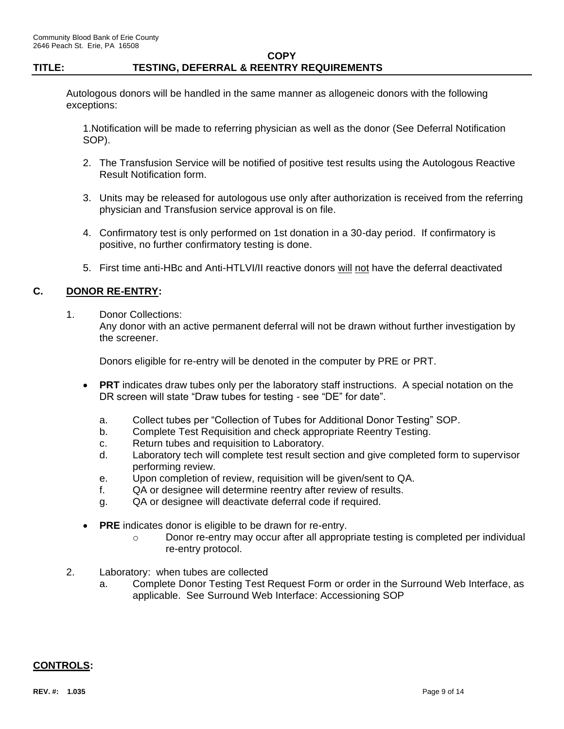Autologous donors will be handled in the same manner as allogeneic donors with the following exceptions:

1. Notification will be made to referring physician as well as the donor (See Deferral Notification SOP).
2. The Transfusion Service will be notified of positive test results using the Autologous Reactive Result Notification form.
3. Units may be released for autologous use only after authorization is received from the referring physician and Transfusion service approval is on file.
4. Confirmatory test is only performed on 1st donation in a 30-day period. If confirmatory is positive, no further confirmatory testing is done.
5. First time anti-HBc and Anti-HTLVI/II reactive donors <u>will</u> <u>not</u> have the deferral deactivated

## C. <u>DONOR RE-ENTRY</u>:

1. Donor Collections:
   Any donor with an active permanent deferral will not be drawn without further investigation by the screener.

   Donors eligible for re-entry will be denoted in the computer by PRE or PRT.

   - **PRT** indicates draw tubes only per the laboratory staff instructions. A special notation on the DR screen will state "Draw tubes for testing - see "DE" for date".
     a. Collect tubes per "Collection of Tubes for Additional Donor Testing" SOP.
     b. Complete Test Requisition and check appropriate Reentry Testing.
     c. Return tubes and requisition to Laboratory.
     d. Laboratory tech will complete test result section and give completed form to supervisor performing review.
     e. Upon completion of review, requisition will be given/sent to QA.
     f. QA or designee will determine reentry after review of results.
     g. QA or designee will deactivate deferral code if required.

   - **PRE** indicates donor is eligible to be drawn for re-entry.
     - Donor re-entry may occur after all appropriate testing is completed per individual re-entry protocol.

2. Laboratory: when tubes are collected
   a. Complete Donor Testing Test Request Form or order in the Surround Web Interface, as applicable. See Surround Web Interface: Accessioning SOP

## <u>CONTROLS</u>: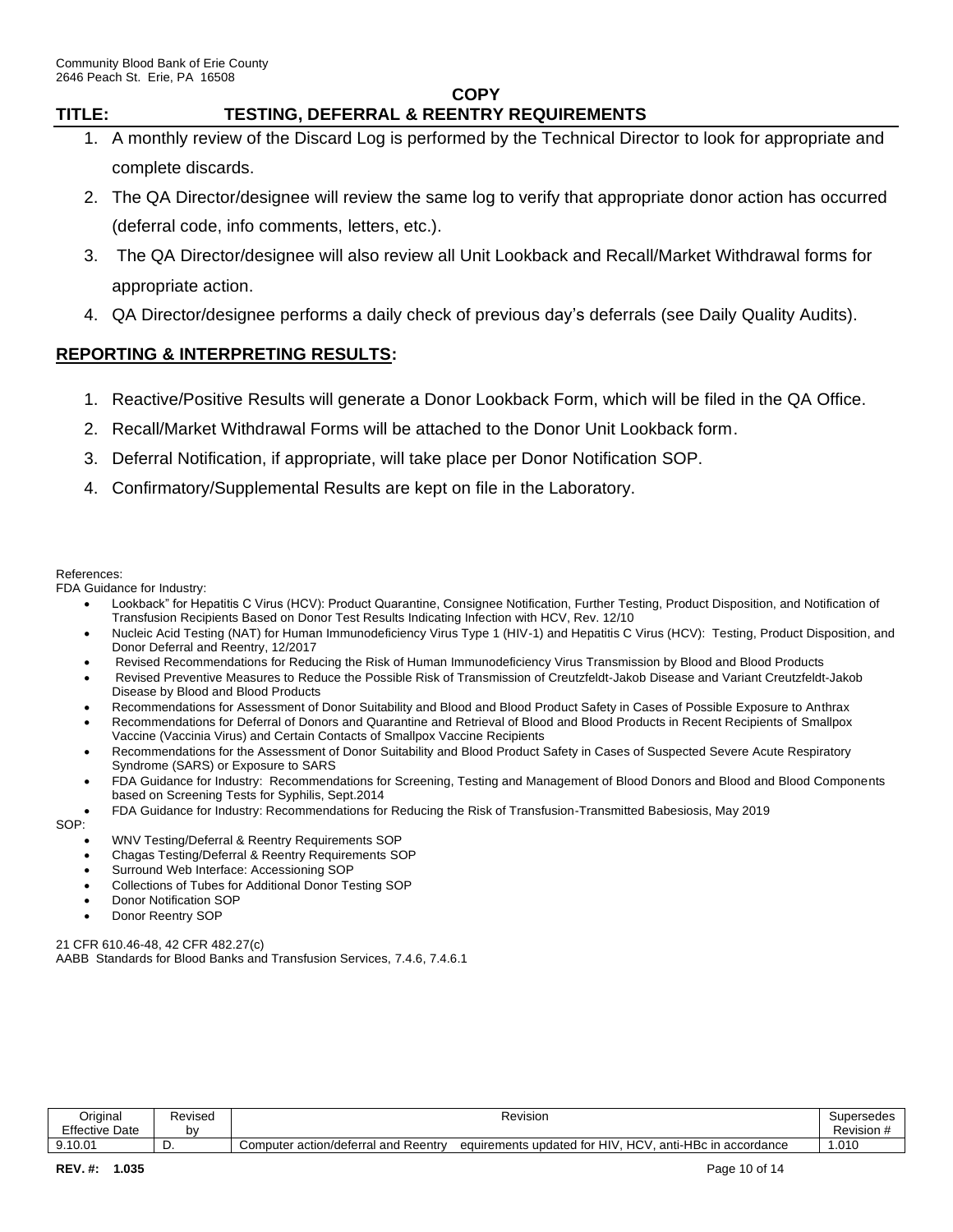1. A monthly review of the Discard Log is performed by the Technical Director to look for appropriate and complete discards.
2. The QA Director/designee will review the same log to verify that appropriate donor action has occurred (deferral code, info comments, letters, etc.).
3. The QA Director/designee will also review all Unit Lookback and Recall/Market Withdrawal forms for appropriate action.
4. QA Director/designee performs a daily check of previous day's deferrals (see Daily Quality Audits).

## REPORTING & INTERPRETING RESULTS:

1. Reactive/Positive Results will generate a Donor Lookback Form, which will be filed in the QA Office.
2. Recall/Market Withdrawal Forms will be attached to the Donor Unit Lookback form.
3. Deferral Notification, if appropriate, will take place per Donor Notification SOP.
4. Confirmatory/Supplemental Results are kept on file in the Laboratory.

References:
FDA Guidance for Industry:

- Lookback" for Hepatitis C Virus (HCV): Product Quarantine, Consignee Notification, Further Testing, Product Disposition, and Notification of Transfusion Recipients Based on Donor Test Results Indicating Infection with HCV, Rev. 12/10
- Nucleic Acid Testing (NAT) for Human Immunodeficiency Virus Type 1 (HIV-1) and Hepatitis C Virus (HCV): Testing, Product Disposition, and Donor Deferral and Reentry, 12/2017
- Revised Recommendations for Reducing the Risk of Human Immunodeficiency Virus Transmission by Blood and Blood Products
- Revised Preventive Measures to Reduce the Possible Risk of Transmission of Creutzfeldt-Jakob Disease and Variant Creutzfeldt-Jakob Disease by Blood and Blood Products
- Recommendations for Assessment of Donor Suitability and Blood and Blood Product Safety in Cases of Possible Exposure to Anthrax
- Recommendations for Deferral of Donors and Quarantine and Retrieval of Blood and Blood Products in Recent Recipients of Smallpox Vaccine (Vaccinia Virus) and Certain Contacts of Smallpox Vaccine Recipients
- Recommendations for the Assessment of Donor Suitability and Blood Product Safety in Cases of Suspected Severe Acute Respiratory Syndrome (SARS) or Exposure to SARS
- FDA Guidance for Industry: Recommendations for Screening, Testing and Management of Blood Donors and Blood and Blood Components based on Screening Tests for Syphilis, Sept.2014
- FDA Guidance for Industry: Recommendations for Reducing the Risk of Transfusion-Transmitted Babesiosis, May 2019

SOP:

- WNV Testing/Deferral & Reentry Requirements SOP
- Chagas Testing/Deferral & Reentry Requirements SOP
- Surround Web Interface: Accessioning SOP
- Collections of Tubes for Additional Donor Testing SOP
- Donor Notification SOP
- Donor Reentry SOP

21 CFR 610.46-48, 42 CFR 482.27(c)
AABB Standards for Blood Banks and Transfusion Services, 7.4.6, 7.4.6.1

| Original Effective Date | Revised by | Revision | Supersedes Revision # |
|---|---|---|---|
| 9.10.01 | D. | Computer action/deferral and Reentry equirements updated for HIV, HCV, anti-HBc in accordance | 1.010 |

**REV. #: 1.035**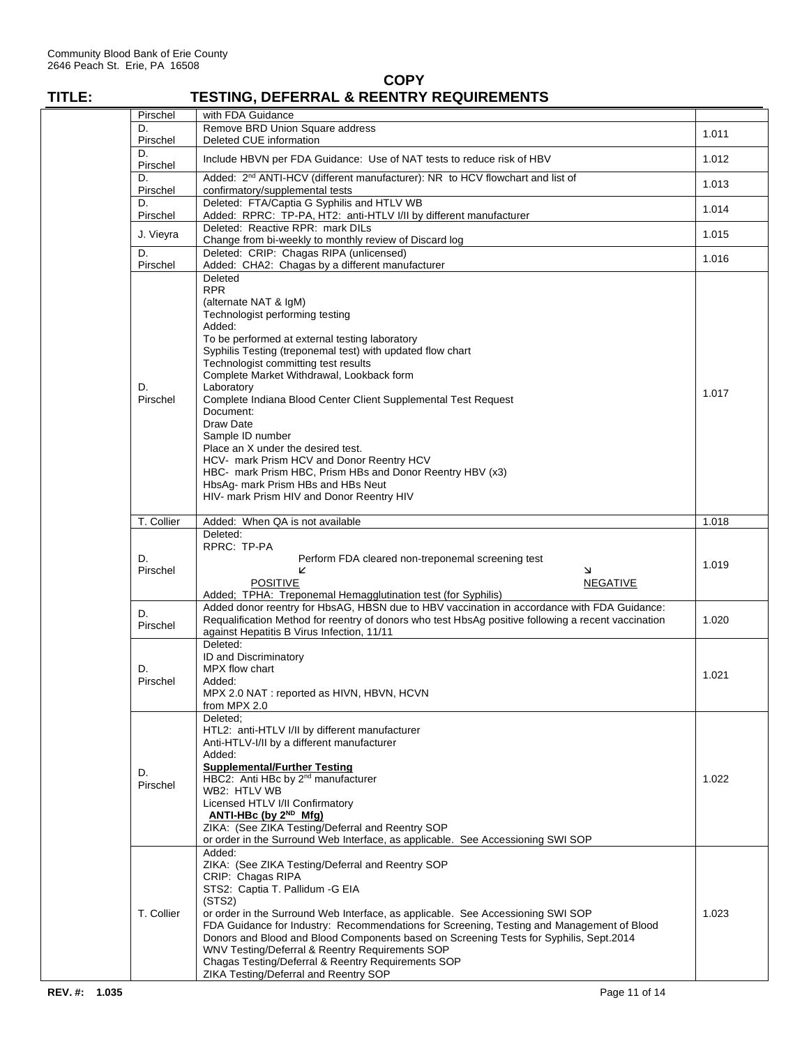Community Blood Bank of Erie County
2646 Peach St. Erie, PA 16508

**COPY**

# TITLE: TESTING, DEFERRAL & REENTRY REQUIREMENTS

| | | | |
|---|---|---|---|
| | Pirschel | with FDA Guidance | |
| | D. Pirschel | Remove BRD Union Square address<br>Deleted CUE information | 1.011 |
| | D. Pirschel | Include HBVN per FDA Guidance: Use of NAT tests to reduce risk of HBV | 1.012 |
| | D. Pirschel | Added: 2[nd] ANTI-HCV (different manufacturer): NR to HCV flowchart and list of confirmatory/supplemental tests | 1.013 |
| | D. Pirschel | Deleted: FTA/Captia G Syphilis and HTLV WB<br>Added: RPRC: TP-PA, HT2: anti-HTLV I/II by different manufacturer | 1.014 |
| | J. Vieyra | Deleted: Reactive RPR: mark DILs<br>Change from bi-weekly to monthly review of Discard log | 1.015 |
| | D. Pirschel | Deleted: CRIP: Chagas RIPA (unlicensed)<br>Added: CHA2: Chagas by a different manufacturer | 1.016 |
| | D. Pirschel | Deleted<br>RPR<br>(alternate NAT & IgM)<br>Technologist performing testing<br>Added:<br>To be performed at external testing laboratory<br>Syphilis Testing (treponemal test) with updated flow chart<br>Technologist committing test results<br>Complete Market Withdrawal, Lookback form<br>Laboratory<br>Complete Indiana Blood Center Client Supplemental Test Request<br>Document:<br>Draw Date<br>Sample ID number<br>Place an X under the desired test.<br>HCV- mark Prism HCV and Donor Reentry HCV<br>HBC- mark Prism HBC, Prism HBs and Donor Reentry HBV (x3)<br>HbsAg- mark Prism HBs and HBs Neut<br>HIV- mark Prism HIV and Donor Reentry HIV | 1.017 |
| | T. Collier | Added: When QA is not available | 1.018 |
| | D. Pirschel | Deleted:<br>RPRC: TP-PA<br>Perform FDA cleared non-treponemal screening test<br>↙ ↘<br>POSITIVE NEGATIVE<br>Added; TPHA: Treponemal Hemagglutination test (for Syphilis) | 1.019 |
| | D. Pirschel | Added donor reentry for HbsAG, HBSN due to HBV vaccination in accordance with FDA Guidance: Requalification Method for reentry of donors who test HbsAg positive following a recent vaccination against Hepatitis B Virus Infection, 11/11 | 1.020 |
| | D. Pirschel | Deleted:<br>ID and Discriminatory<br>MPX flow chart<br>Added:<br>MPX 2.0 NAT : reported as HIVN, HBVN, HCVN<br>from MPX 2.0 | 1.021 |
| | D. Pirschel | Deleted;<br>HTL2: anti-HTLV I/II by different manufacturer<br>Anti-HTLV-I/II by a different manufacturer<br>Added:<br>**Supplemental/Further Testing**<br>HBC2: Anti HBc by 2[nd] manufacturer<br>WB2: HTLV WB<br>Licensed HTLV I/II Confirmatory<br>**ANTI-HBc (by 2[ND] Mfg)**<br>ZIKA: (See ZIKA Testing/Deferral and Reentry SOP<br>or order in the Surround Web Interface, as applicable. See Accessioning SWI SOP | 1.022 |
| | T. Collier | Added:<br>ZIKA: (See ZIKA Testing/Deferral and Reentry SOP<br>CRIP: Chagas RIPA<br>STS2: Captia T. Pallidum -G EIA<br>(STS2)<br>or order in the Surround Web Interface, as applicable. See Accessioning SWI SOP<br>FDA Guidance for Industry: Recommendations for Screening, Testing and Management of Blood Donors and Blood and Blood Components based on Screening Tests for Syphilis, Sept.2014<br>WNV Testing/Deferral & Reentry Requirements SOP<br>Chagas Testing/Deferral & Reentry Requirements SOP<br>ZIKA Testing/Deferral and Reentry SOP | 1.023 |

**REV. #: 1.035**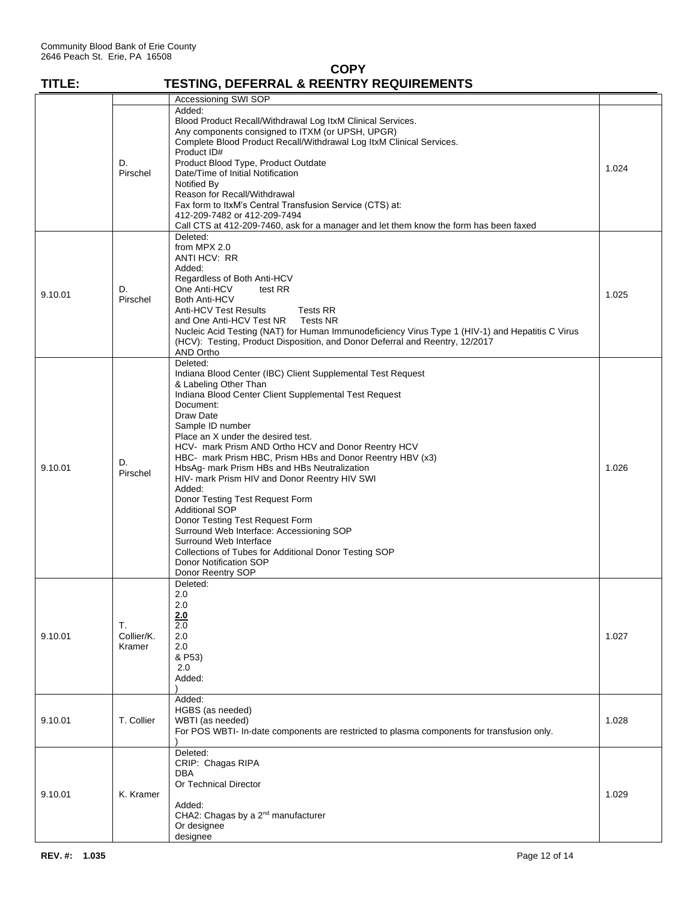Community Blood Bank of Erie County
2646 Peach St. Erie, PA 16508

**COPY**

# TITLE: TESTING, DEFERRAL & REENTRY REQUIREMENTS

| | | | |
|---|---|---|---|
| | | Accessioning SWI SOP | |
| | D. Pirschel | Added:<br>Blood Product Recall/Withdrawal Log ItxM Clinical Services.<br>Any components consigned to ITXM (or UPSH, UPGR)<br>Complete Blood Product Recall/Withdrawal Log ItxM Clinical Services.<br>Product ID#<br>Product Blood Type, Product Outdate<br>Date/Time of Initial Notification<br>Notified By<br>Reason for Recall/Withdrawal<br>Fax form to ItxM's Central Transfusion Service (CTS) at:<br>412-209-7482 or 412-209-7494<br>Call CTS at 412-209-7460, ask for a manager and let them know the form has been faxed | 1.024 |
| 9.10.01 | D. Pirschel | Deleted:<br>from MPX 2.0<br>ANTI HCV: RR<br>Added:<br>Regardless of Both Anti-HCV<br>One Anti-HCV test RR<br>Both Anti-HCV<br>Anti-HCV Test Results Tests RR<br>and One Anti-HCV Test NR Tests NR<br>Nucleic Acid Testing (NAT) for Human Immunodeficiency Virus Type 1 (HIV-1) and Hepatitis C Virus (HCV): Testing, Product Disposition, and Donor Deferral and Reentry, 12/2017<br>AND Ortho | 1.025 |
| 9.10.01 | D. Pirschel | Deleted:<br>Indiana Blood Center (IBC) Client Supplemental Test Request<br>& Labeling Other Than<br>Indiana Blood Center Client Supplemental Test Request<br>Document:<br>Draw Date<br>Sample ID number<br>Place an X under the desired test.<br>HCV- mark Prism AND Ortho HCV and Donor Reentry HCV<br>HBC- mark Prism HBC, Prism HBs and Donor Reentry HBV (x3)<br>HbsAg- mark Prism HBs and HBs Neutralization<br>HIV- mark Prism HIV and Donor Reentry HIV SWI<br>Added:<br>Donor Testing Test Request Form<br>Additional SOP<br>Donor Testing Test Request Form<br>Surround Web Interface: Accessioning SOP<br>Surround Web Interface<br>Collections of Tubes for Additional Donor Testing SOP<br>Donor Notification SOP<br>Donor Reentry SOP | 1.026 |
| 9.10.01 | T. Collier/K. Kramer | Deleted:<br>2.0<br>2.0<br>**2.0**<br>2.0<br>2.0<br>2.0<br>& P53)<br>2.0<br>Added:<br>) | 1.027 |
| 9.10.01 | T. Collier | Added:<br>HGBS (as needed)<br>WBTI (as needed)<br>For POS WBTI- In-date components are restricted to plasma components for transfusion only.<br>) | 1.028 |
| 9.10.01 | K. Kramer | Deleted:<br>CRIP: Chagas RIPA<br>DBA<br>Or Technical Director<br><br>Added:<br>CHA2: Chagas by a 2nd manufacturer<br>Or designee<br>designee | 1.029 |

**REV. #: 1.035**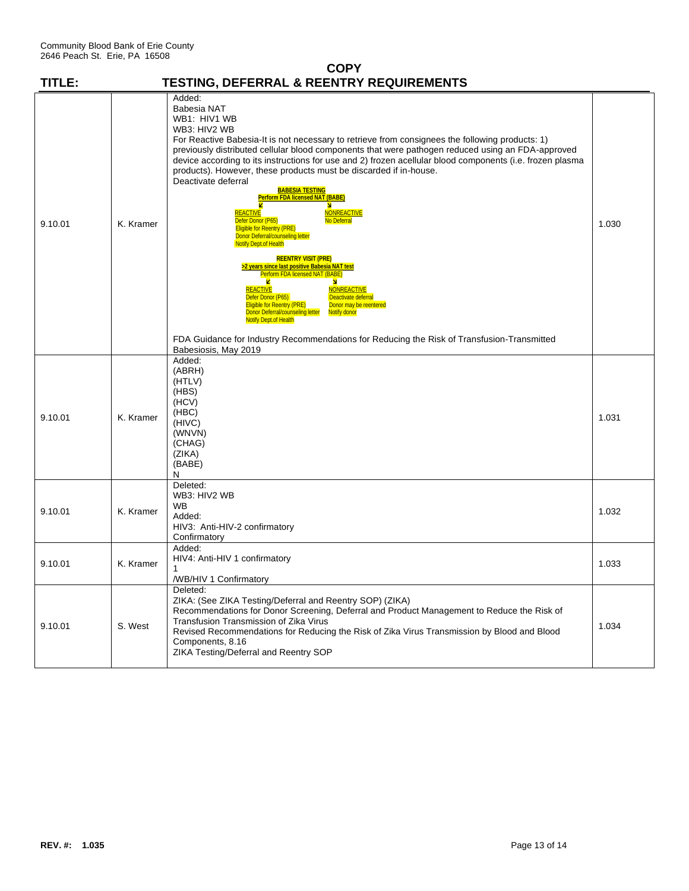Community Blood Bank of Erie County
2646 Peach St. Erie, PA 16508

**COPY**

# TITLE: TESTING, DEFERRAL & REENTRY REQUIREMENTS

| | | | |
|---|---|---|---|
| 9.10.01 | K. Kramer | Added:<br>Babesia NAT<br>WB1: HIV1 WB<br>WB3: HIV2 WB<br>For Reactive Babesia-It is not necessary to retrieve from consignees the following products: 1) previously distributed cellular blood components that were pathogen reduced using an FDA-approved device according to its instructions for use and 2) frozen acellular blood components (i.e. frozen plasma products). However, these products must be discarded if in-house.<br>Deactivate deferral<br>**BABESIA TESTING**<br>**Perform FDA licensed NAT (BABE)**<br>↙ ↘<br>REACTIVE: Defer Donor (P65); Eligible for Reentry (PRE); Donor Deferral/counseling letter; Notify Dept.of Health<br>NONREACTIVE: No Deferral<br>**REENTRY VISIT (PRE)**<br>**>2 years since last positive Babesia NAT test**<br>Perform FDA licensed NAT (BABE)<br>↙ ↘<br>REACTIVE: Defer Donor (P65); Eligible for Reentry (PRE); Donor Deferral/counseling letter; Notify Dept.of Health<br>NONREACTIVE: Deactivate deferral; Donor may be reentered; Notify donor<br>FDA Guidance for Industry Recommendations for Reducing the Risk of Transfusion-Transmitted Babesiosis, May 2019 | 1.030 |
| 9.10.01 | K. Kramer | Added:<br>(ABRH)<br>(HTLV)<br>(HBS)<br>(HCV)<br>(HBC)<br>(HIVC)<br>(WNVN)<br>(CHAG)<br>(ZIKA)<br>(BABE)<br>N | 1.031 |
| 9.10.01 | K. Kramer | Deleted:<br>WB3: HIV2 WB<br>WB<br>Added:<br>HIV3: Anti-HIV-2 confirmatory<br>Confirmatory | 1.032 |
| 9.10.01 | K. Kramer | Added:<br>HIV4: Anti-HIV 1 confirmatory<br>1<br>/WB/HIV 1 Confirmatory | 1.033 |
| 9.10.01 | S. West | Deleted:<br>ZIKA: (See ZIKA Testing/Deferral and Reentry SOP) (ZIKA)<br>Recommendations for Donor Screening, Deferral and Product Management to Reduce the Risk of Transfusion Transmission of Zika Virus<br>Revised Recommendations for Reducing the Risk of Zika Virus Transmission by Blood and Blood Components, 8.16<br>ZIKA Testing/Deferral and Reentry SOP | 1.034 |

**REV. #: 1.035**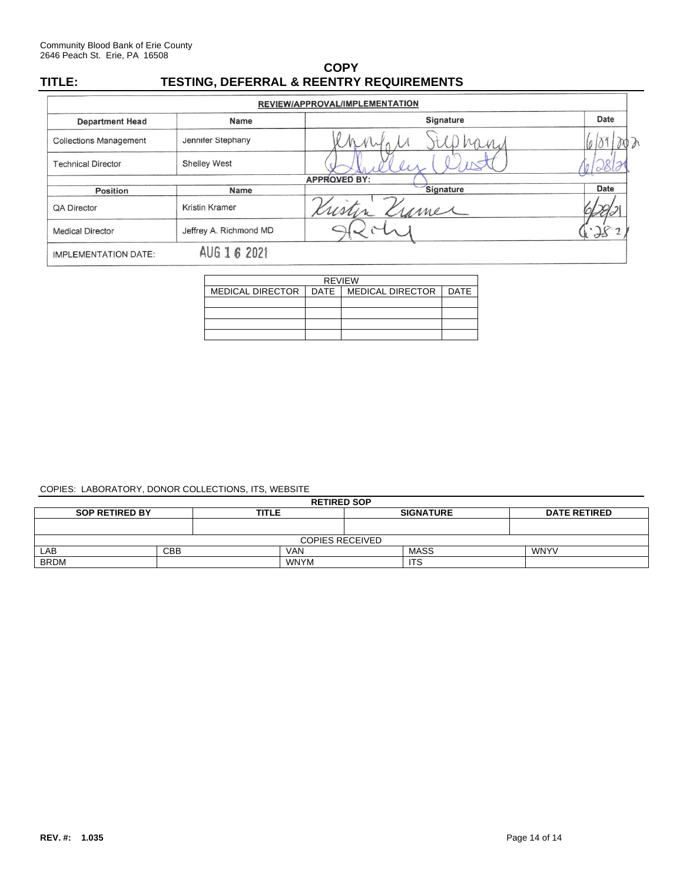Community Blood Bank of Erie County
2646 Peach St. Erie, PA 16508

**COPY**

# TITLE: TESTING, DEFERRAL & REENTRY REQUIREMENTS

| REVIEW/APPROVAL/IMPLEMENTATION | | | |
|---|---|---|---|
| **Department Head** | **Name** | **Signature** | **Date** |
| Collections Management | Jennifer Stephany | Jennifer Stephany | 6/09/2021 |
| Technical Director | Shelley West | Shelley West | 6/28/21 |
| **APPROVED BY:** | | | |
| **Position** | **Name** | **Signature** | **Date** |
| QA Director | Kristin Kramer | Kristin Kramer | 6/28/21 |
| Medical Director | Jeffrey A. Richmond MD | JRichmond | 6-28-21 |
| IMPLEMENTATION DATE: | AUG 16 2021 | | |

| REVIEW | | | |
|---|---|---|---|
| MEDICAL DIRECTOR | DATE | MEDICAL DIRECTOR | DATE |
| | | | |
| | | | |
| | | | |
| | | | |

COPIES: LABORATORY, DONOR COLLECTIONS, ITS, WEBSITE

| RETIRED SOP | | | |
|---|---|---|---|
| **SOP RETIRED BY** | **TITLE** | **SIGNATURE** | **DATE RETIRED** |
| | | | |

| COPIES RECEIVED | | | | | |
|---|---|---|---|---|---|
| LAB | CBB | VAN | | MASS | WNYV |
| BRDM | | WNYM | | ITS | |

**REV. #: 1.035**